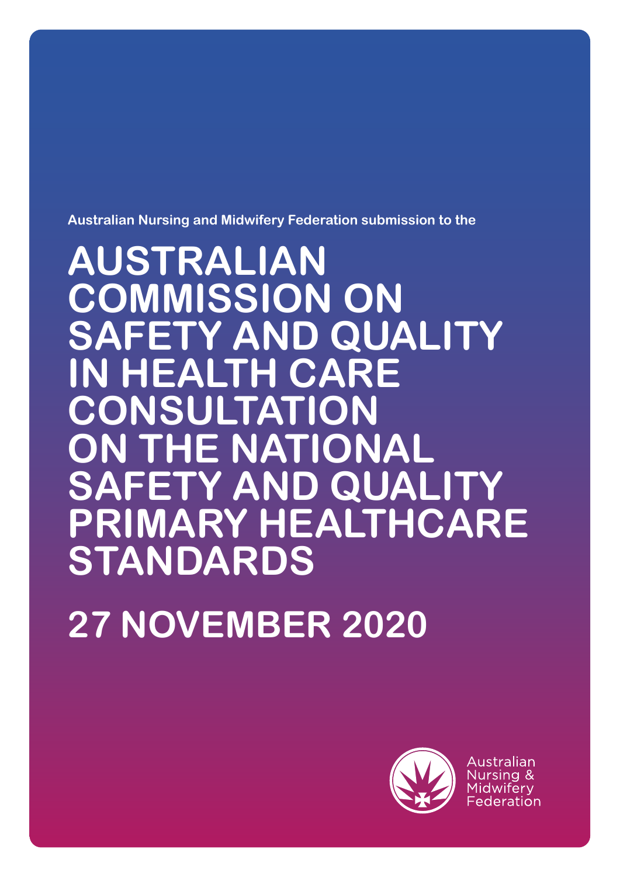Australian Nursing and Midwifery Federation submission to the

# AUSTRALIAN COMMISSION ON SAFETY AND QUALITY IN HEALTH CARE CONSULTATION ON THE NATIONAL SAFETY AND QUALITY PRIMARY HEALTHCARE STANDARDS

## 27 NOVEMBER 2020

Australian Nursing & Midwifery Federation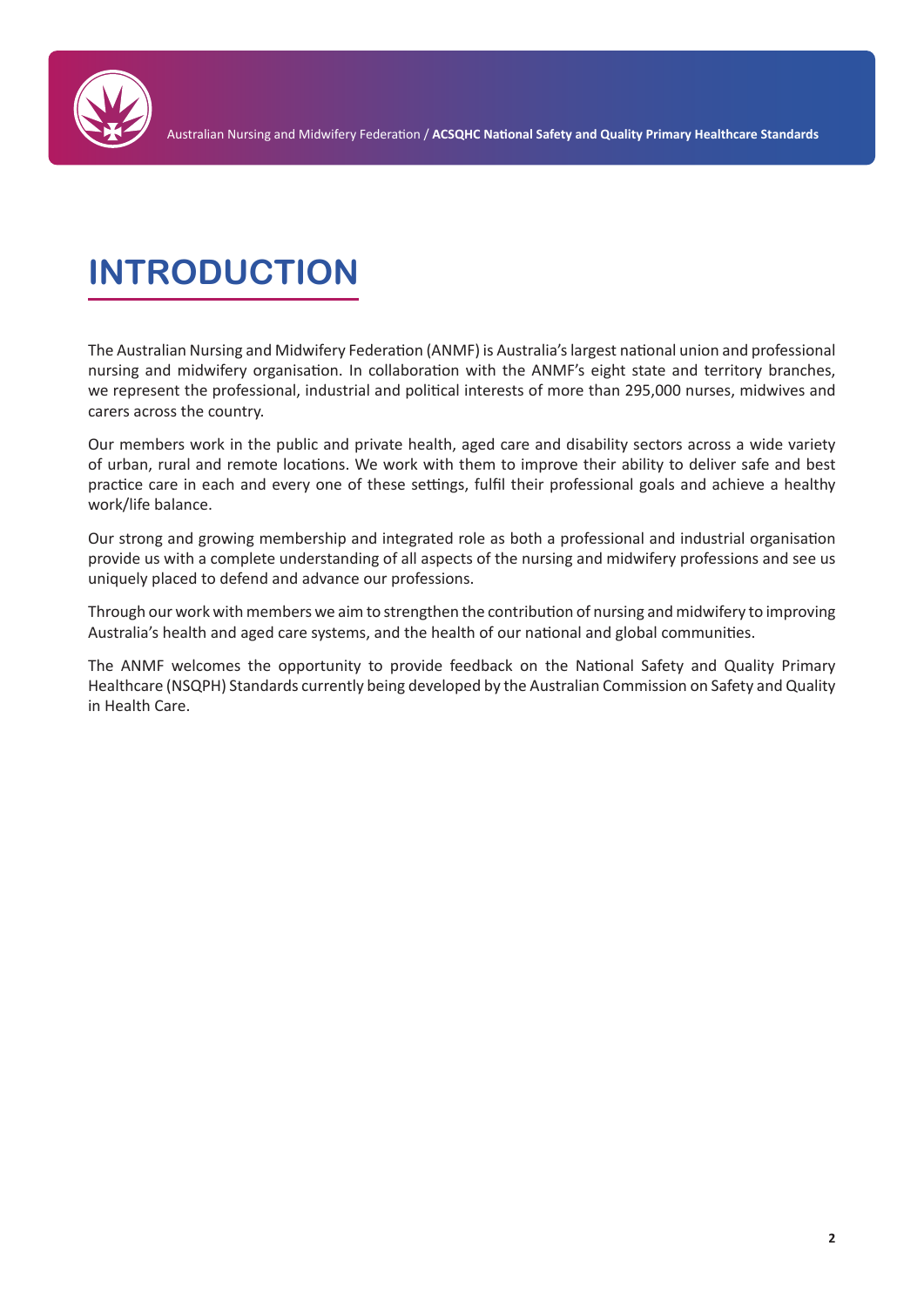# INTRODUCTION

The Australian Nursing and Midwifery Federation (ANMF) is Australia's largest national union and professional nursing and midwifery organisation. In collaboration with the ANMF's eight state and territory branches, we represent the professional, industrial and political interests of more than 295,000 nurses, midwives and carers across the country.

Our members work in the public and private health, aged care and disability sectors across a wide variety of urban, rural and remote locations. We work with them to improve their ability to deliver safe and best practice care in each and every one of these settings, fulfil their professional goals and achieve a healthy work/life balance.

Our strong and growing membership and integrated role as both a professional and industrial organisation provide us with a complete understanding of all aspects of the nursing and midwifery professions and see us uniquely placed to defend and advance our professions.

Through our work with members we aim to strengthen the contribution of nursing and midwifery to improving Australia's health and aged care systems, and the health of our national and global communities.

The ANMF welcomes the opportunity to provide feedback on the National Safety and Quality Primary Healthcare (NSQPH) Standards currently being developed by the Australian Commission on Safety and Quality in Health Care.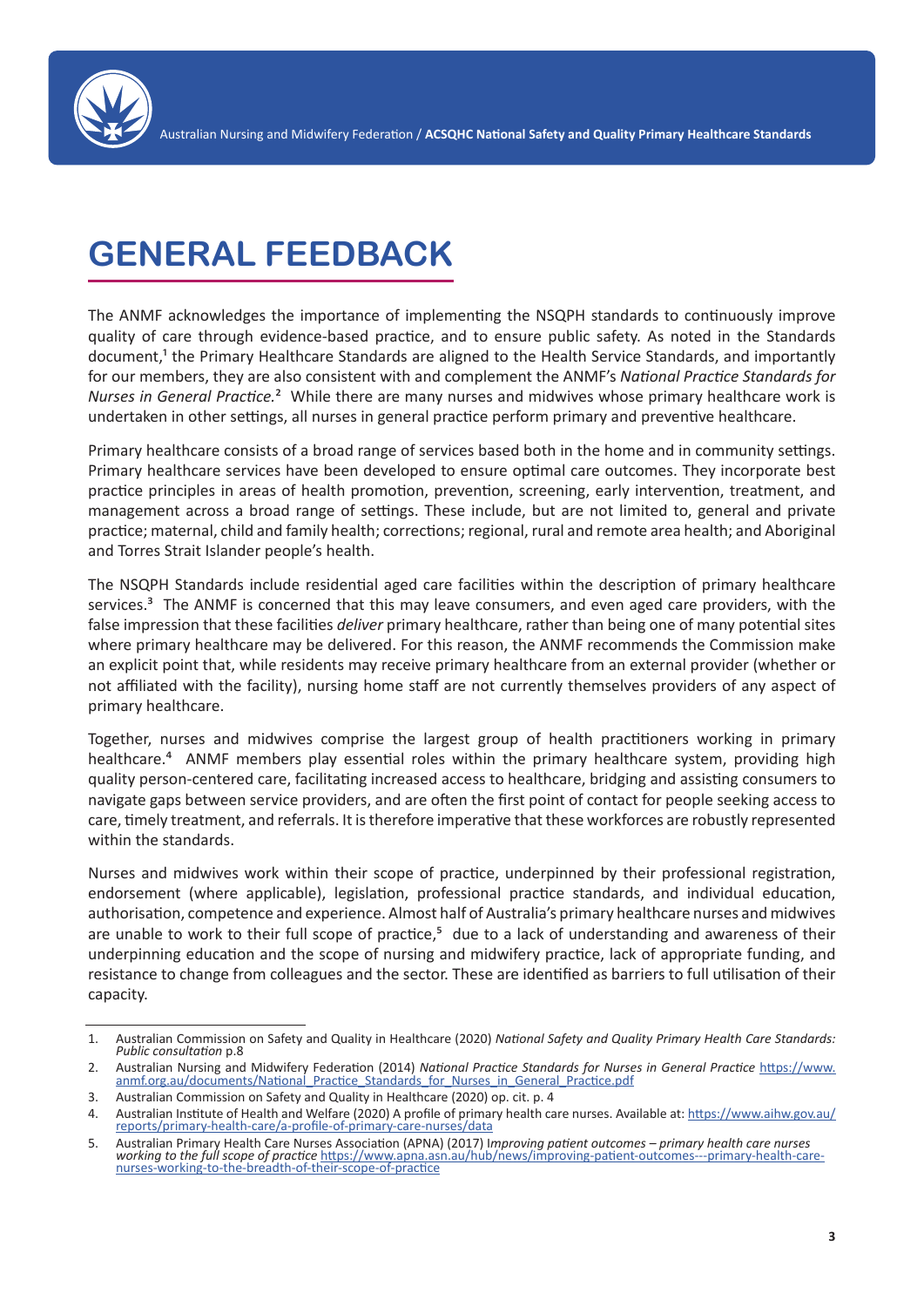# GENERAL FEEDBACK

The ANMF acknowledges the importance of implementing the NSQPH standards to continuously improve quality of care through evidence-based practice, and to ensure public safety. As noted in the Standards document,[1] the Primary Healthcare Standards are aligned to the Health Service Standards, and importantly for our members, they are also consistent with and complement the ANMF's *National Practice Standards for Nurses in General Practice.*[2] While there are many nurses and midwives whose primary healthcare work is undertaken in other settings, all nurses in general practice perform primary and preventive healthcare.

Primary healthcare consists of a broad range of services based both in the home and in community settings. Primary healthcare services have been developed to ensure optimal care outcomes. They incorporate best practice principles in areas of health promotion, prevention, screening, early intervention, treatment, and management across a broad range of settings. These include, but are not limited to, general and private practice; maternal, child and family health; corrections; regional, rural and remote area health; and Aboriginal and Torres Strait Islander people's health.

The NSQPH Standards include residential aged care facilities within the description of primary healthcare services.[3] The ANMF is concerned that this may leave consumers, and even aged care providers, with the false impression that these facilities *deliver* primary healthcare, rather than being one of many potential sites where primary healthcare may be delivered. For this reason, the ANMF recommends the Commission make an explicit point that, while residents may receive primary healthcare from an external provider (whether or not affiliated with the facility), nursing home staff are not currently themselves providers of any aspect of primary healthcare.

Together, nurses and midwives comprise the largest group of health practitioners working in primary healthcare.[4] ANMF members play essential roles within the primary healthcare system, providing high quality person-centered care, facilitating increased access to healthcare, bridging and assisting consumers to navigate gaps between service providers, and are often the first point of contact for people seeking access to care, timely treatment, and referrals. It is therefore imperative that these workforces are robustly represented within the standards.

Nurses and midwives work within their scope of practice, underpinned by their professional registration, endorsement (where applicable), legislation, professional practice standards, and individual education, authorisation, competence and experience. Almost half of Australia's primary healthcare nurses and midwives are unable to work to their full scope of practice,[5] due to a lack of understanding and awareness of their underpinning education and the scope of nursing and midwifery practice, lack of appropriate funding, and resistance to change from colleagues and the sector. These are identified as barriers to full utilisation of their capacity.

---

1. Australian Commission on Safety and Quality in Healthcare (2020) *National Safety and Quality Primary Health Care Standards: Public consultation* p.8
2. Australian Nursing and Midwifery Federation (2014) *National Practice Standards for Nurses in General Practice* https://www.anmf.org.au/documents/National_Practice_Standards_for_Nurses_in_General_Practice.pdf
3. Australian Commission on Safety and Quality in Healthcare (2020) op. cit. p. 4
4. Australian Institute of Health and Welfare (2020) A profile of primary health care nurses. Available at: https://www.aihw.gov.au/reports/primary-health-care/a-profile-of-primary-care-nurses/data
5. Australian Primary Health Care Nurses Association (APNA) (2017) I*mproving patient outcomes – primary health care nurses working to the full scope of practice* https://www.apna.asn.au/hub/news/improving-patient-outcomes---primary-health-care-nurses-working-to-the-breadth-of-their-scope-of-practice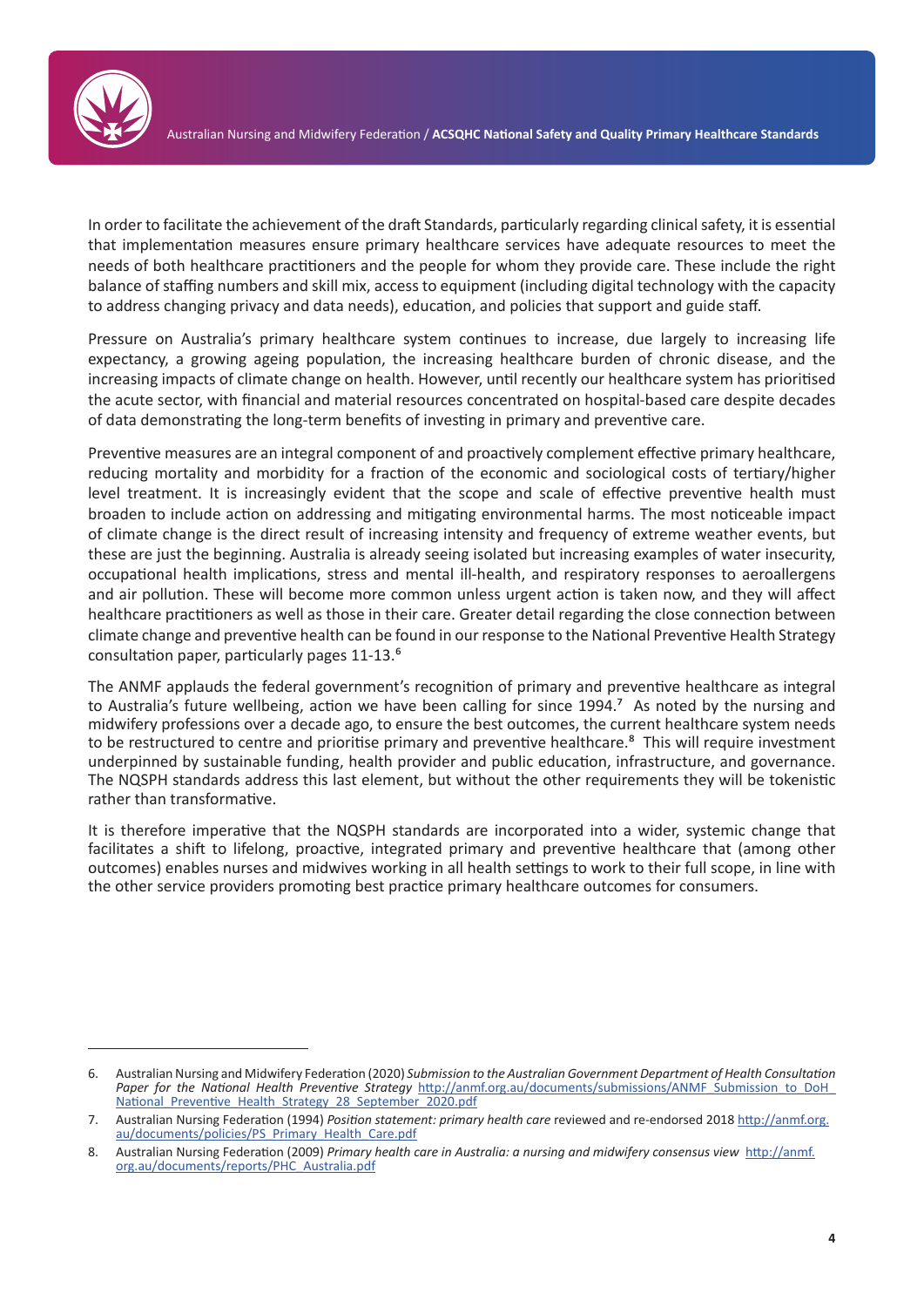In order to facilitate the achievement of the draft Standards, particularly regarding clinical safety, it is essential that implementation measures ensure primary healthcare services have adequate resources to meet the needs of both healthcare practitioners and the people for whom they provide care. These include the right balance of staffing numbers and skill mix, access to equipment (including digital technology with the capacity to address changing privacy and data needs), education, and policies that support and guide staff.

Pressure on Australia's primary healthcare system continues to increase, due largely to increasing life expectancy, a growing ageing population, the increasing healthcare burden of chronic disease, and the increasing impacts of climate change on health. However, until recently our healthcare system has prioritised the acute sector, with financial and material resources concentrated on hospital-based care despite decades of data demonstrating the long-term benefits of investing in primary and preventive care.

Preventive measures are an integral component of and proactively complement effective primary healthcare, reducing mortality and morbidity for a fraction of the economic and sociological costs of tertiary/higher level treatment. It is increasingly evident that the scope and scale of effective preventive health must broaden to include action on addressing and mitigating environmental harms. The most noticeable impact of climate change is the direct result of increasing intensity and frequency of extreme weather events, but these are just the beginning. Australia is already seeing isolated but increasing examples of water insecurity, occupational health implications, stress and mental ill-health, and respiratory responses to aeroallergens and air pollution. These will become more common unless urgent action is taken now, and they will affect healthcare practitioners as well as those in their care. Greater detail regarding the close connection between climate change and preventive health can be found in our response to the National Preventive Health Strategy consultation paper, particularly pages 11-13.[6]

The ANMF applauds the federal government's recognition of primary and preventive healthcare as integral to Australia's future wellbeing, action we have been calling for since 1994.[7] As noted by the nursing and midwifery professions over a decade ago, to ensure the best outcomes, the current healthcare system needs to be restructured to centre and prioritise primary and preventive healthcare.[8] This will require investment underpinned by sustainable funding, health provider and public education, infrastructure, and governance. The NQSPH standards address this last element, but without the other requirements they will be tokenistic rather than transformative.

It is therefore imperative that the NQSPH standards are incorporated into a wider, systemic change that facilitates a shift to lifelong, proactive, integrated primary and preventive healthcare that (among other outcomes) enables nurses and midwives working in all health settings to work to their full scope, in line with the other service providers promoting best practice primary healthcare outcomes for consumers.

---

6. Australian Nursing and Midwifery Federation (2020) *Submission to the Australian Government Department of Health Consultation Paper for the National Health Preventive Strategy* http://anmf.org.au/documents/submissions/ANMF_Submission_to_DoH_National_Preventive_Health_Strategy_28_September_2020.pdf
7. Australian Nursing Federation (1994) *Position statement: primary health care* reviewed and re-endorsed 2018 http://anmf.org.au/documents/policies/PS_Primary_Health_Care.pdf
8. Australian Nursing Federation (2009) *Primary health care in Australia: a nursing and midwifery consensus view* http://anmf.org.au/documents/reports/PHC_Australia.pdf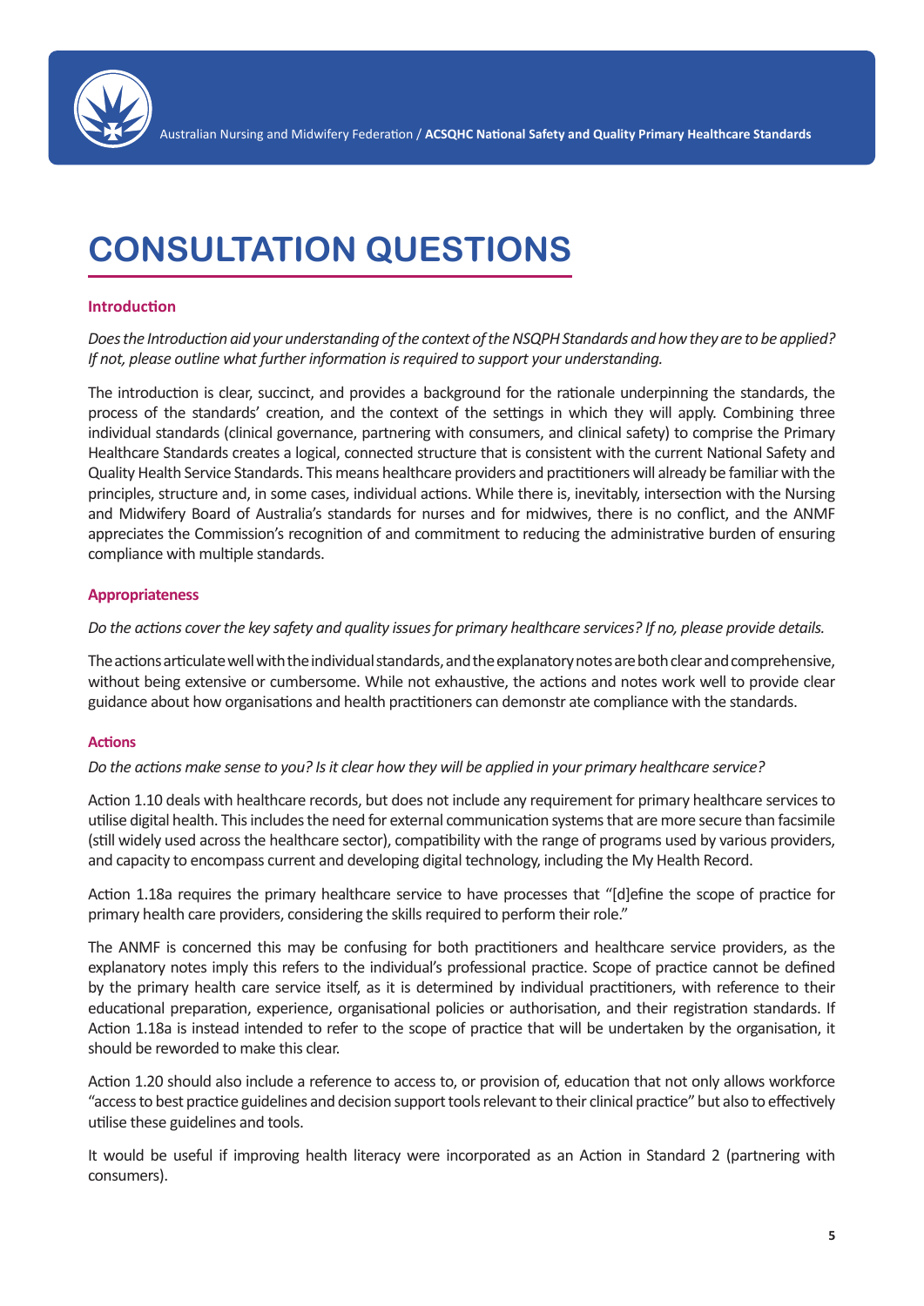# CONSULTATION QUESTIONS

### Introduction

*Does the Introduction aid your understanding of the context of the NSQPH Standards and how they are to be applied? If not, please outline what further information is required to support your understanding.*

The introduction is clear, succinct, and provides a background for the rationale underpinning the standards, the process of the standards' creation, and the context of the settings in which they will apply. Combining three individual standards (clinical governance, partnering with consumers, and clinical safety) to comprise the Primary Healthcare Standards creates a logical, connected structure that is consistent with the current National Safety and Quality Health Service Standards. This means healthcare providers and practitioners will already be familiar with the principles, structure and, in some cases, individual actions. While there is, inevitably, intersection with the Nursing and Midwifery Board of Australia's standards for nurses and for midwives, there is no conflict, and the ANMF appreciates the Commission's recognition of and commitment to reducing the administrative burden of ensuring compliance with multiple standards.

### Appropriateness

*Do the actions cover the key safety and quality issues for primary healthcare services? If no, please provide details.*

The actions articulate well with the individual standards, and the explanatory notes are both clear and comprehensive, without being extensive or cumbersome. While not exhaustive, the actions and notes work well to provide clear guidance about how organisations and health practitioners can demonstr ate compliance with the standards.

### Actions

*Do the actions make sense to you? Is it clear how they will be applied in your primary healthcare service?*

Action 1.10 deals with healthcare records, but does not include any requirement for primary healthcare services to utilise digital health. This includes the need for external communication systems that are more secure than facsimile (still widely used across the healthcare sector), compatibility with the range of programs used by various providers, and capacity to encompass current and developing digital technology, including the My Health Record.

Action 1.18a requires the primary healthcare service to have processes that "[d]efine the scope of practice for primary health care providers, considering the skills required to perform their role."

The ANMF is concerned this may be confusing for both practitioners and healthcare service providers, as the explanatory notes imply this refers to the individual's professional practice. Scope of practice cannot be defined by the primary health care service itself, as it is determined by individual practitioners, with reference to their educational preparation, experience, organisational policies or authorisation, and their registration standards. If Action 1.18a is instead intended to refer to the scope of practice that will be undertaken by the organisation, it should be reworded to make this clear.

Action 1.20 should also include a reference to access to, or provision of, education that not only allows workforce "access to best practice guidelines and decision support tools relevant to their clinical practice" but also to effectively utilise these guidelines and tools.

It would be useful if improving health literacy were incorporated as an Action in Standard 2 (partnering with consumers).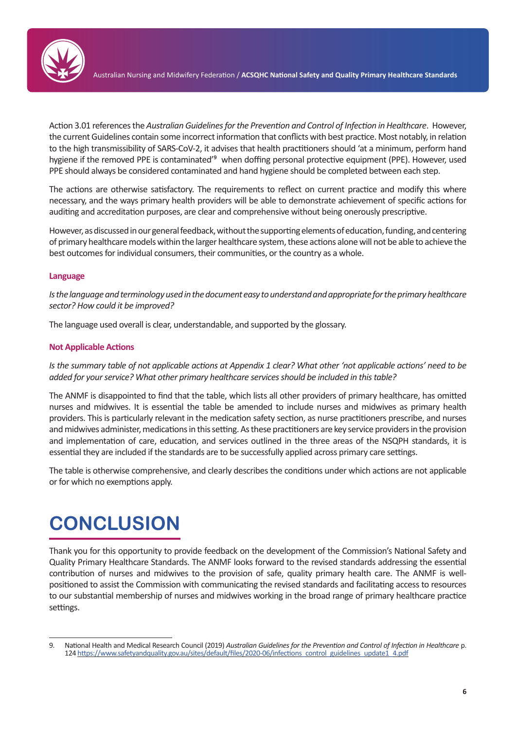Action 3.01 references the *Australian Guidelines for the Prevention and Control of Infection in Healthcare*. However, the current Guidelines contain some incorrect information that conflicts with best practice. Most notably, in relation to the high transmissibility of SARS-CoV-2, it advises that health practitioners should 'at a minimum, perform hand hygiene if the removed PPE is contaminated'[9] when doffing personal protective equipment (PPE). However, used PPE should always be considered contaminated and hand hygiene should be completed between each step.

The actions are otherwise satisfactory. The requirements to reflect on current practice and modify this where necessary, and the ways primary health providers will be able to demonstrate achievement of specific actions for auditing and accreditation purposes, are clear and comprehensive without being onerously prescriptive.

However, as discussed in our general feedback, without the supporting elements of education, funding, and centering of primary healthcare models within the larger healthcare system, these actions alone will not be able to achieve the best outcomes for individual consumers, their communities, or the country as a whole.

### Language

*Is the language and terminology used in the document easy to understand and appropriate for the primary healthcare sector? How could it be improved?*

The language used overall is clear, understandable, and supported by the glossary.

### Not Applicable Actions

*Is the summary table of not applicable actions at Appendix 1 clear? What other 'not applicable actions' need to be added for your service? What other primary healthcare services should be included in this table?*

The ANMF is disappointed to find that the table, which lists all other providers of primary healthcare, has omitted nurses and midwives. It is essential the table be amended to include nurses and midwives as primary health providers. This is particularly relevant in the medication safety section, as nurse practitioners prescribe, and nurses and midwives administer, medications in this setting. As these practitioners are key service providers in the provision and implementation of care, education, and services outlined in the three areas of the NSQPH standards, it is essential they are included if the standards are to be successfully applied across primary care settings.

The table is otherwise comprehensive, and clearly describes the conditions under which actions are not applicable or for which no exemptions apply.

# CONCLUSION

Thank you for this opportunity to provide feedback on the development of the Commission's National Safety and Quality Primary Healthcare Standards. The ANMF looks forward to the revised standards addressing the essential contribution of nurses and midwives to the provision of safe, quality primary health care. The ANMF is well-positioned to assist the Commission with communicating the revised standards and facilitating access to resources to our substantial membership of nurses and midwives working in the broad range of primary healthcare practice settings.

---

9. National Health and Medical Research Council (2019) *Australian Guidelines for the Prevention and Control of Infection in Healthcare* p. 124 https://www.safetyandquality.gov.au/sites/default/files/2020-06/infections_control_guidelines_update1_4.pdf